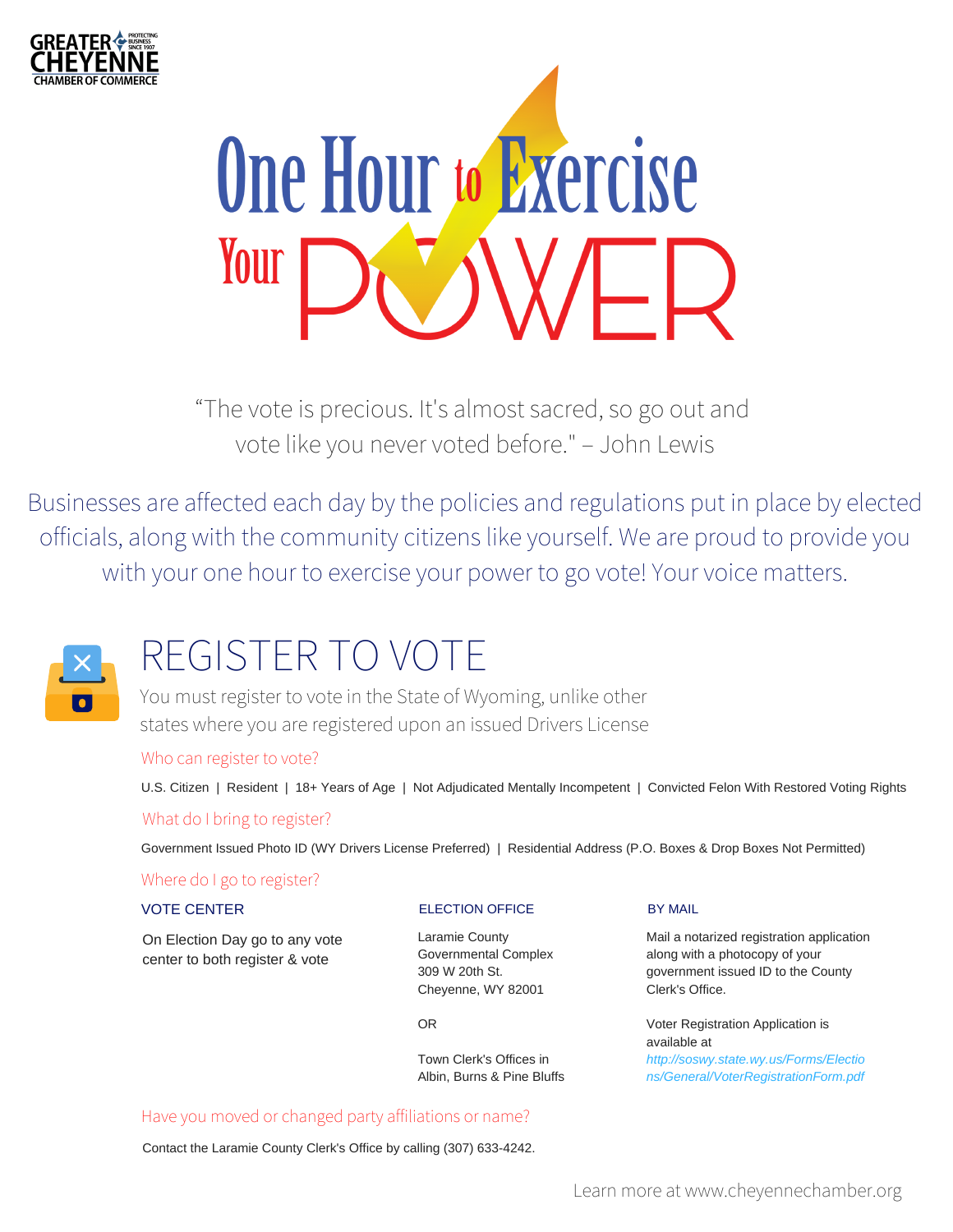GREATER CHEYENNE CHAMBER OF COMMERCE

# One Hour to Exercise Your POWER

"The vote is precious. It's almost sacred, so go out and vote like you never voted before." – John Lewis

Businesses are affected each day by the policies and regulations put in place by elected officials, along with the community citizens like yourself. We are proud to provide you with your one hour to exercise your power to go vote! Your voice matters.

## REGISTER TO VOTE

You must register to vote in the State of Wyoming, unlike other states where you are registered upon an issued Drivers License

### Who can register to vote?

U.S. Citizen | Resident | 18+ Years of Age | Not Adjudicated Mentally Incompetent | Convicted Felon With Restored Voting Rights

### What do I bring to register?

Government Issued Photo ID (WY Drivers License Preferred) | Residential Address (P.O. Boxes & Drop Boxes Not Permitted)

### Where do I go to register?

**VOTE CENTER**

On Election Day go to any vote center to both register & vote

**ELECTION OFFICE**

Laramie County Governmental Complex
309 W 20th St.
Cheyenne, WY 82001

OR

Town Clerk's Offices in Albin, Burns & Pine Bluffs

**BY MAIL**

Mail a notarized registration application along with a photocopy of your government issued ID to the County Clerk's Office.

Voter Registration Application is available at *http://soswy.state.wy.us/Forms/Elections/General/VoterRegistrationForm.pdf*

### Have you moved or changed party affiliations or name?

Contact the Laramie County Clerk's Office by calling (307) 633-4242.

Learn more at www.cheyennechamber.org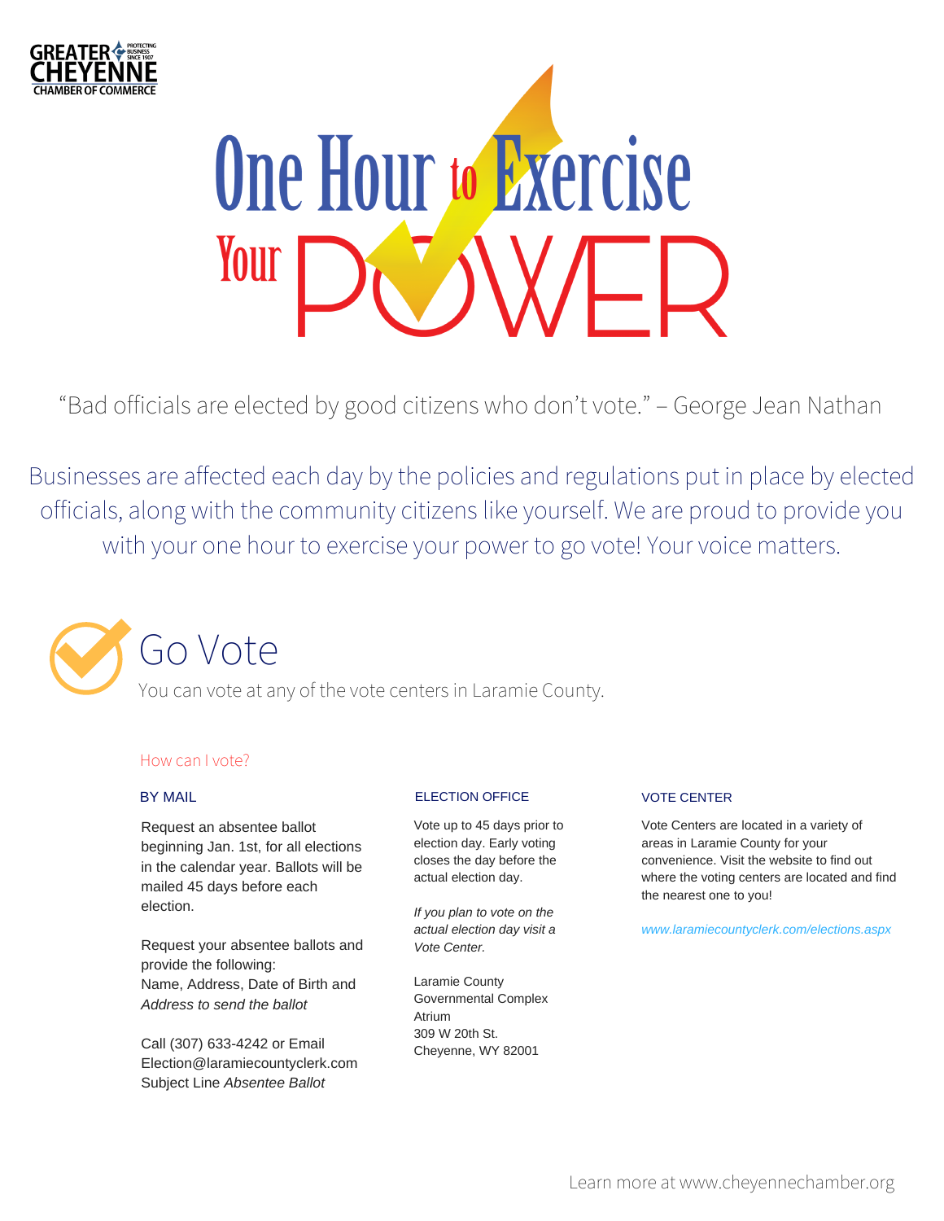GREATER CHEYENNE CHAMBER OF COMMERCE — PROTECTING BUSINESS SINCE 1907

# One Hour to Exercise Your POWER

"Bad officials are elected by good citizens who don't vote." – George Jean Nathan

Businesses are affected each day by the policies and regulations put in place by elected officials, along with the community citizens like yourself. We are proud to provide you with your one hour to exercise your power to go vote! Your voice matters.

## Go Vote

You can vote at any of the vote centers in Laramie County.

### How can I vote?

#### BY MAIL

Request an absentee ballot beginning Jan. 1st, for all elections in the calendar year. Ballots will be mailed 45 days before each election.

Request your absentee ballots and provide the following:
Name, Address, Date of Birth and *Address to send the ballot*

Call (307) 633-4242 or Email Election@laramiecountyclerk.com Subject Line *Absentee Ballot*

#### ELECTION OFFICE

Vote up to 45 days prior to election day. Early voting closes the day before the actual election day.

*If you plan to vote on the actual election day visit a Vote Center.*

Laramie County Governmental Complex Atrium
309 W 20th St.
Cheyenne, WY 82001

#### VOTE CENTER

Vote Centers are located in a variety of areas in Laramie County for your convenience. Visit the website to find out where the voting centers are located and find the nearest one to you!

*www.laramiecountyclerk.com/elections.aspx*

Learn more at www.cheyennechamber.org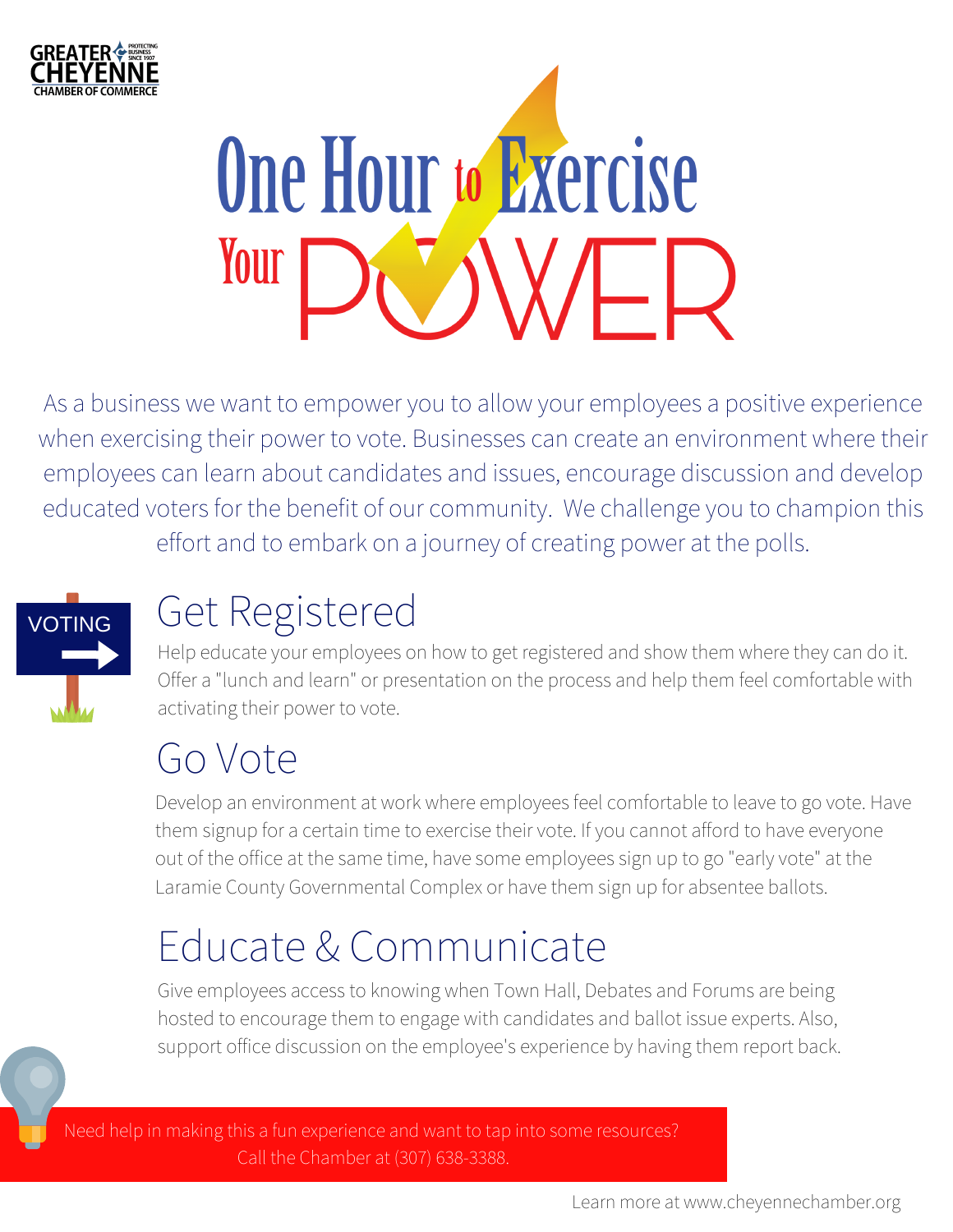GREATER CHEYENNE CHAMBER OF COMMERCE

# One Hour to Exercise Your POWER

As a business we want to empower you to allow your employees a positive experience when exercising their power to vote. Businesses can create an environment where their employees can learn about candidates and issues, encourage discussion and develop educated voters for the benefit of our community. We challenge you to champion this effort and to embark on a journey of creating power at the polls.

VOTING

## Get Registered

Help educate your employees on how to get registered and show them where they can do it. Offer a "lunch and learn" or presentation on the process and help them feel comfortable with activating their power to vote.

## Go Vote

Develop an environment at work where employees feel comfortable to leave to go vote. Have them signup for a certain time to exercise their vote. If you cannot afford to have everyone out of the office at the same time, have some employees sign up to go "early vote" at the Laramie County Governmental Complex or have them sign up for absentee ballots.

## Educate & Communicate

Give employees access to knowing when Town Hall, Debates and Forums are being hosted to encourage them to engage with candidates and ballot issue experts. Also, support office discussion on the employee's experience by having them report back.

Need help in making this a fun experience and want to tap into some resources? Call the Chamber at (307) 638-3388.

Learn more at www.cheyennechamber.org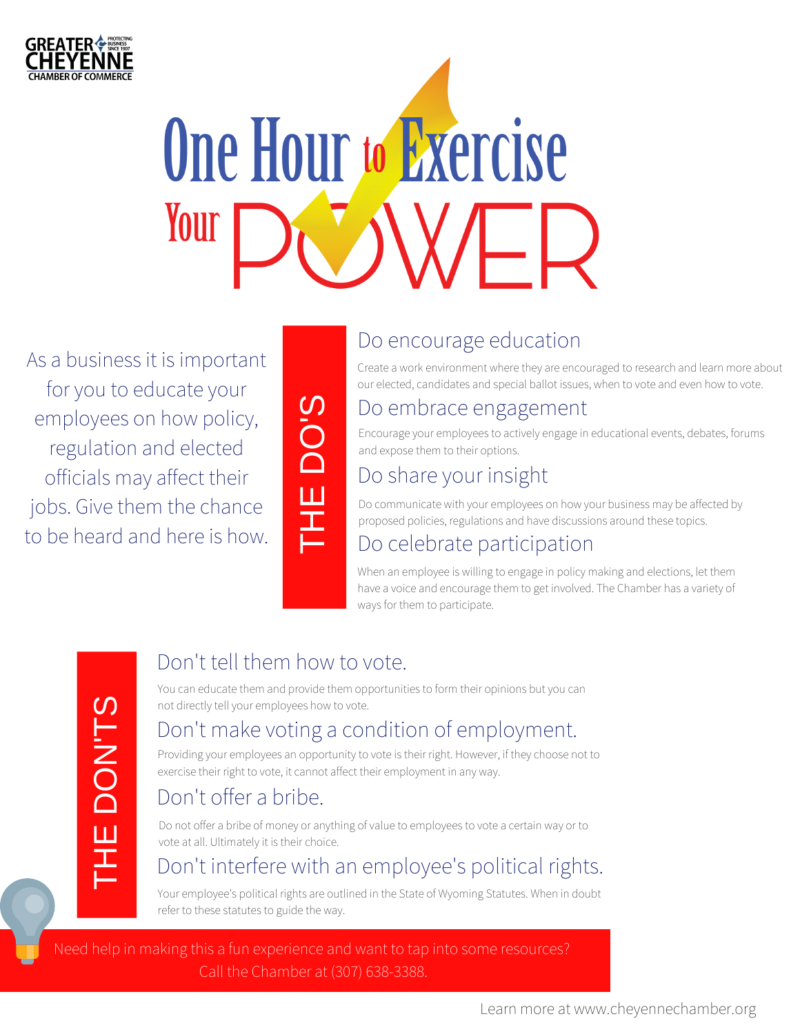GREATER CHEYENNE CHAMBER OF COMMERCE
PROTECTING BUSINESS SINCE 1907

# One Hour to Exercise Your POWER

As a business it is important for you to educate your employees on how policy, regulation and elected officials may affect their jobs. Give them the chance to be heard and here is how.

## THE DO'S

### Do encourage education

Create a work environment where they are encouraged to research and learn more about our elected, candidates and special ballot issues, when to vote and even how to vote.

### Do embrace engagement

Encourage your employees to actively engage in educational events, debates, forums and expose them to their options.

### Do share your insight

Do communicate with your employees on how your business may be affected by proposed policies, regulations and have discussions around these topics.

### Do celebrate participation

When an employee is willing to engage in policy making and elections, let them have a voice and encourage them to get involved. The Chamber has a variety of ways for them to participate.

## THE DON'TS

### Don't tell them how to vote.

You can educate them and provide them opportunities to form their opinions but you can not directly tell your employees how to vote.

### Don't make voting a condition of employment.

Providing your employees an opportunity to vote is their right. However, if they choose not to exercise their right to vote, it cannot affect their employment in any way.

### Don't offer a bribe.

Do not offer a bribe of money or anything of value to employees to vote a certain way or to vote at all. Ultimately it is their choice.

### Don't interfere with an employee's political rights.

Your employee's political rights are outlined in the State of Wyoming Statutes. When in doubt refer to these statutes to guide the way.

Need help in making this a fun experience and want to tap into some resources? Call the Chamber at (307) 638-3388.

Learn more at www.cheyennechamber.org